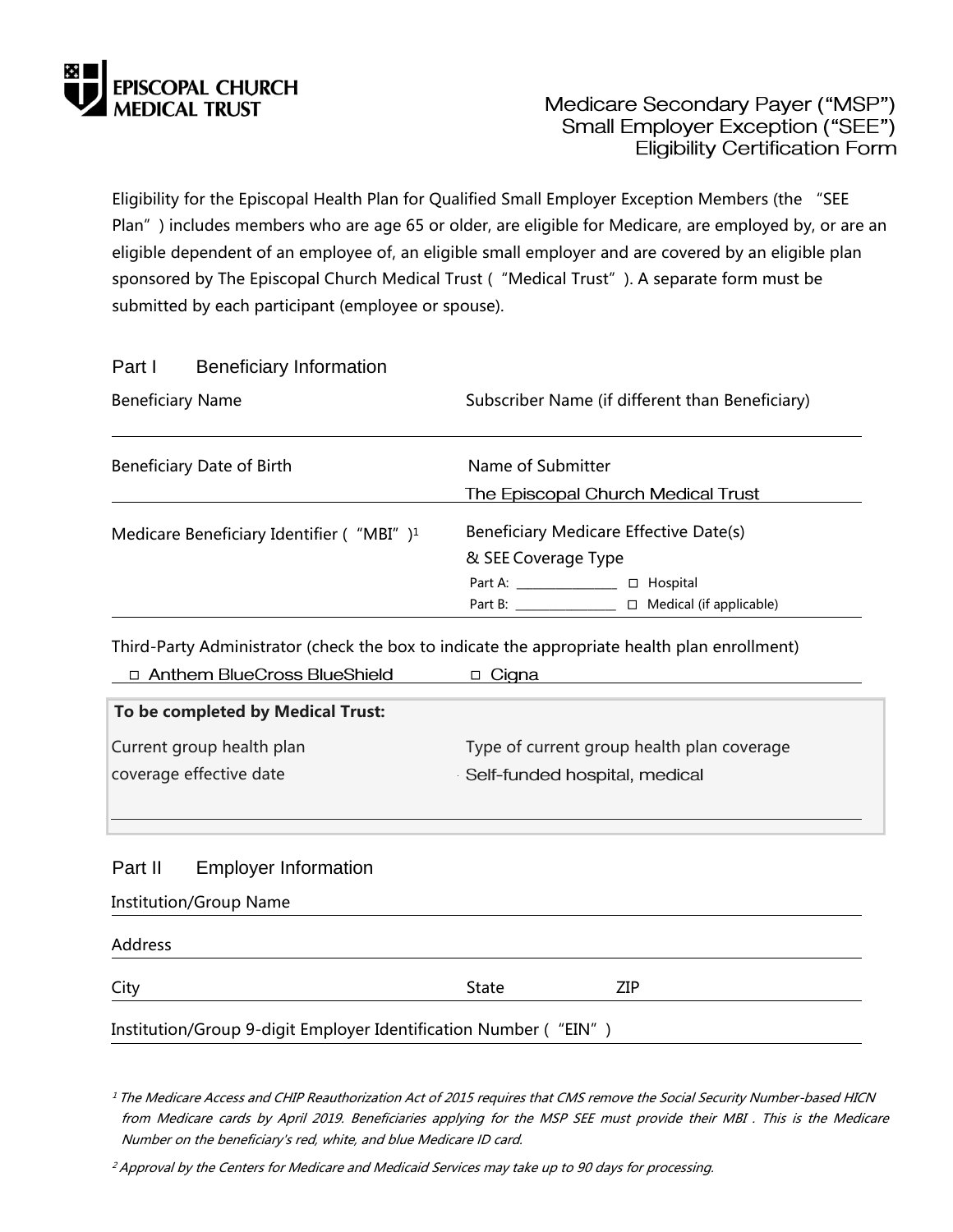EPISCOPAL CHURCH MEDICAL TRUST

# Medicare Secondary Payer ("MSP") Small Employer Exception ("SEE") Eligibility Certification Form

Eligibility for the Episcopal Health Plan for Qualified Small Employer Exception Members (the "SEE Plan") includes members who are age 65 or older, are eligible for Medicare, are employed by, or are an eligible dependent of an employee of, an eligible small employer and are covered by an eligible plan sponsored by The Episcopal Church Medical Trust ("Medical Trust"). A separate form must be submitted by each participant (employee or spouse).

## Part I Beneficiary Information

Beneficiary Name

Subscriber Name (if different than Beneficiary)

Beneficiary Date of Birth

Name of Submitter

The Episcopal Church Medical Trust

Medicare Beneficiary Identifier ("MBI")[1]

Beneficiary Medicare Effective Date(s) & SEE Coverage Type

Part A: ________________ ☐ Hospital

Part B: ________________ ☐ Medical (if applicable)

Third-Party Administrator (check the box to indicate the appropriate health plan enrollment)

☐ Anthem BlueCross BlueShield ☐ Cigna

**To be completed by Medical Trust:**

Current group health plan coverage effective date

Type of current group health plan coverage

Self-funded hospital, medical

## Part II Employer Information

Institution/Group Name

Address

City State ZIP

Institution/Group 9-digit Employer Identification Number ("EIN")

*[1] The Medicare Access and CHIP Reauthorization Act of 2015 requires that CMS remove the Social Security Number-based HICN from Medicare cards by April 2019. Beneficiaries applying for the MSP SEE must provide their MBI . This is the Medicare Number on the beneficiary's red, white, and blue Medicare ID card.*

*[2] Approval by the Centers for Medicare and Medicaid Services may take up to 90 days for processing.*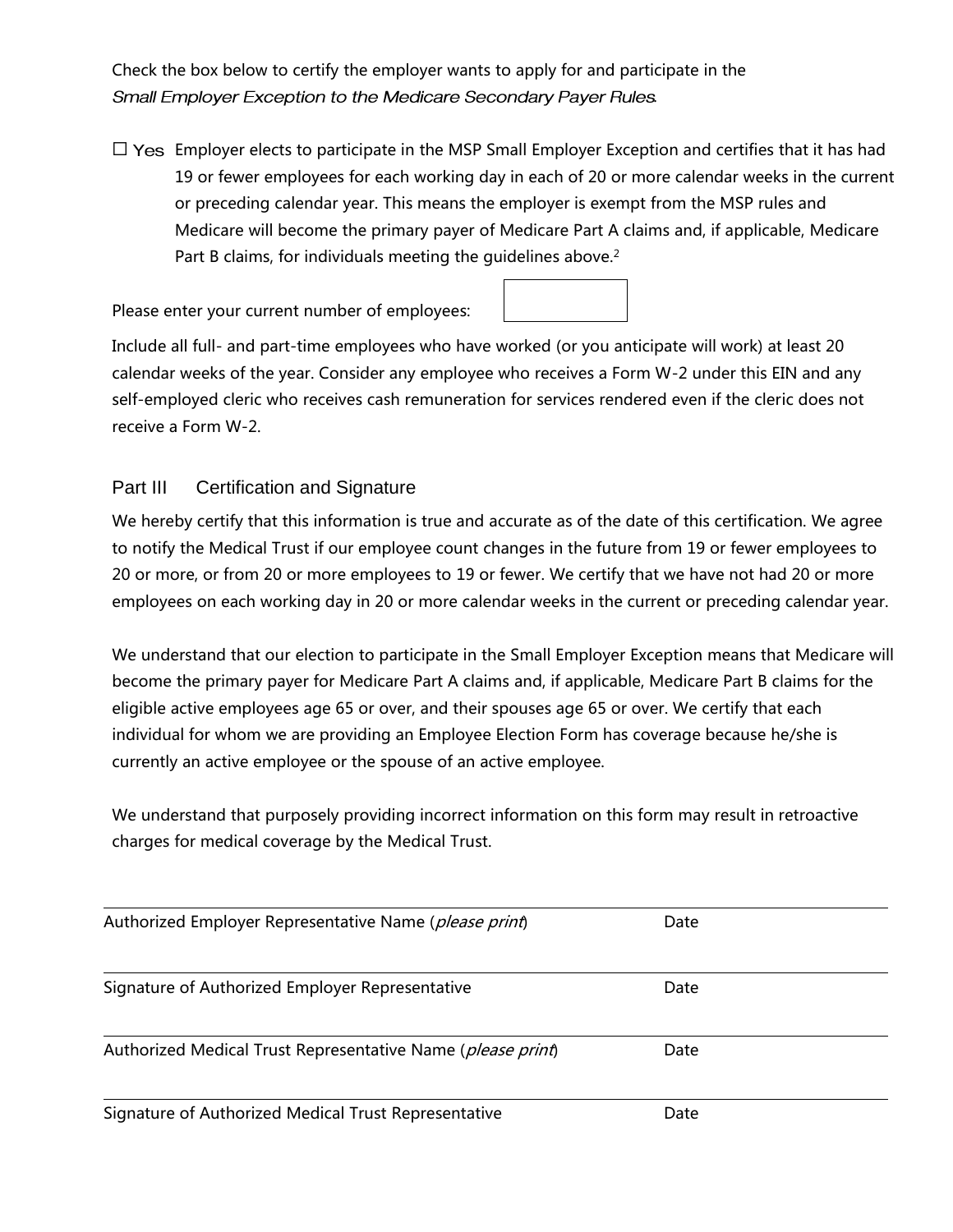Check the box below to certify the employer wants to apply for and participate in the *Small Employer Exception to the Medicare Secondary Payer Rules*.

☐ Yes Employer elects to participate in the MSP Small Employer Exception and certifies that it has had 19 or fewer employees for each working day in each of 20 or more calendar weeks in the current or preceding calendar year. This means the employer is exempt from the MSP rules and Medicare will become the primary payer of Medicare Part A claims and, if applicable, Medicare Part B claims, for individuals meeting the guidelines above.[2]

Please enter your current number of employees: ☐

Include all full- and part-time employees who have worked (or you anticipate will work) at least 20 calendar weeks of the year. Consider any employee who receives a Form W-2 under this EIN and any self-employed cleric who receives cash remuneration for services rendered even if the cleric does not receive a Form W-2.

## Part III Certification and Signature

We hereby certify that this information is true and accurate as of the date of this certification. We agree to notify the Medical Trust if our employee count changes in the future from 19 or fewer employees to 20 or more, or from 20 or more employees to 19 or fewer. We certify that we have not had 20 or more employees on each working day in 20 or more calendar weeks in the current or preceding calendar year.

We understand that our election to participate in the Small Employer Exception means that Medicare will become the primary payer for Medicare Part A claims and, if applicable, Medicare Part B claims for the eligible active employees age 65 or over, and their spouses age 65 or over. We certify that each individual for whom we are providing an Employee Election Form has coverage because he/she is currently an active employee or the spouse of an active employee.

We understand that purposely providing incorrect information on this form may result in retroactive charges for medical coverage by the Medical Trust.

Authorized Employer Representative Name (*please print*) Date

Signature of Authorized Employer Representative Date

Authorized Medical Trust Representative Name (*please print*) Date

Signature of Authorized Medical Trust Representative Date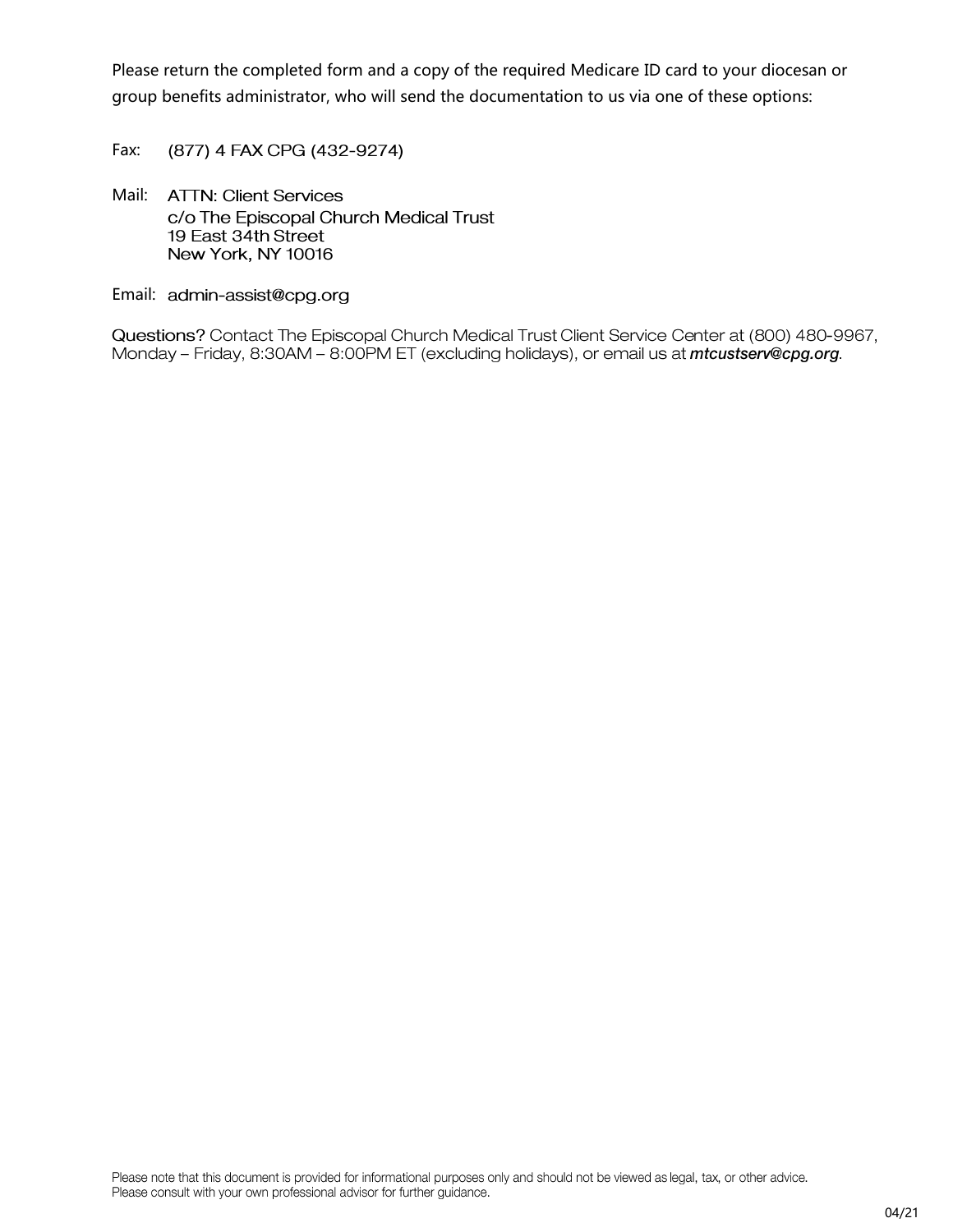Please return the completed form and a copy of the required Medicare ID card to your diocesan or group benefits administrator, who will send the documentation to us via one of these options:

Fax: (877) 4 FAX CPG (432-9274)

Mail: ATTN: Client Services
c/o The Episcopal Church Medical Trust
19 East 34th Street
New York, NY 10016

Email: admin-assist@cpg.org

**Questions?** Contact The Episcopal Church Medical Trust Client Service Center at (800) 480-9967, Monday – Friday, 8:30AM – 8:00PM ET (excluding holidays), or email us at ***mtcustserv@cpg.org***.

Please note that this document is provided for informational purposes only and should not be viewed as legal, tax, or other advice. Please consult with your own professional advisor for further guidance.

04/21